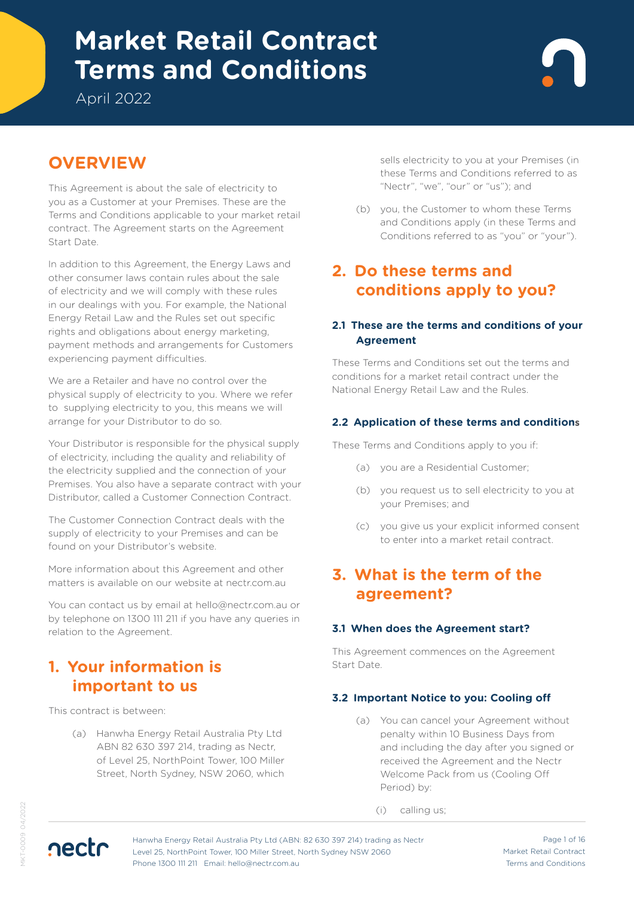# Market Retail Contract Terms and Conditions

April 2022

## OVERVIEW

This Agreement is about the sale of electricity to you as a Customer at your Premises. These are the Terms and Conditions applicable to your market retail contract. The Agreement starts on the Agreement Start Date.

In addition to this Agreement, the Energy Laws and other consumer laws contain rules about the sale of electricity and we will comply with these rules in our dealings with you. For example, the National Energy Retail Law and the Rules set out specific rights and obligations about energy marketing, payment methods and arrangements for Customers experiencing payment difficulties.

We are a Retailer and have no control over the physical supply of electricity to you. Where we refer to supplying electricity to you, this means we will arrange for your Distributor to do so.

Your Distributor is responsible for the physical supply of electricity, including the quality and reliability of the electricity supplied and the connection of your Premises. You also have a separate contract with your Distributor, called a Customer Connection Contract.

The Customer Connection Contract deals with the supply of electricity to your Premises and can be found on your Distributor's website.

More information about this Agreement and other matters is available on our website at nectr.com.au

You can contact us by email at hello@nectr.com.au or by telephone on 1300 111 211 if you have any queries in relation to the Agreement.

## 1. Your information is important to us

This contract is between:

(a) Hanwha Energy Retail Australia Pty Ltd ABN 82 630 397 214, trading as Nectr, of Level 25, NorthPoint Tower, 100 Miller Street, North Sydney, NSW 2060, which sells electricity to you at your Premises (in these Terms and Conditions referred to as "Nectr", "we", "our" or "us"); and

(b) you, the Customer to whom these Terms and Conditions apply (in these Terms and Conditions referred to as "you" or "your").

## 2. Do these terms and conditions apply to you?

### 2.1 These are the terms and conditions of your Agreement

These Terms and Conditions set out the terms and conditions for a market retail contract under the National Energy Retail Law and the Rules.

### 2.2 Application of these terms and conditions

These Terms and Conditions apply to you if:

(a) you are a Residential Customer;

(b) you request us to sell electricity to you at your Premises; and

(c) you give us your explicit informed consent to enter into a market retail contract.

## 3. What is the term of the agreement?

### 3.1 When does the Agreement start?

This Agreement commences on the Agreement Start Date.

### 3.2 Important Notice to you: Cooling off

(a) You can cancel your Agreement without penalty within 10 Business Days from and including the day after you signed or received the Agreement and the Nectr Welcome Pack from us (Cooling Off Period) by:

(i) calling us;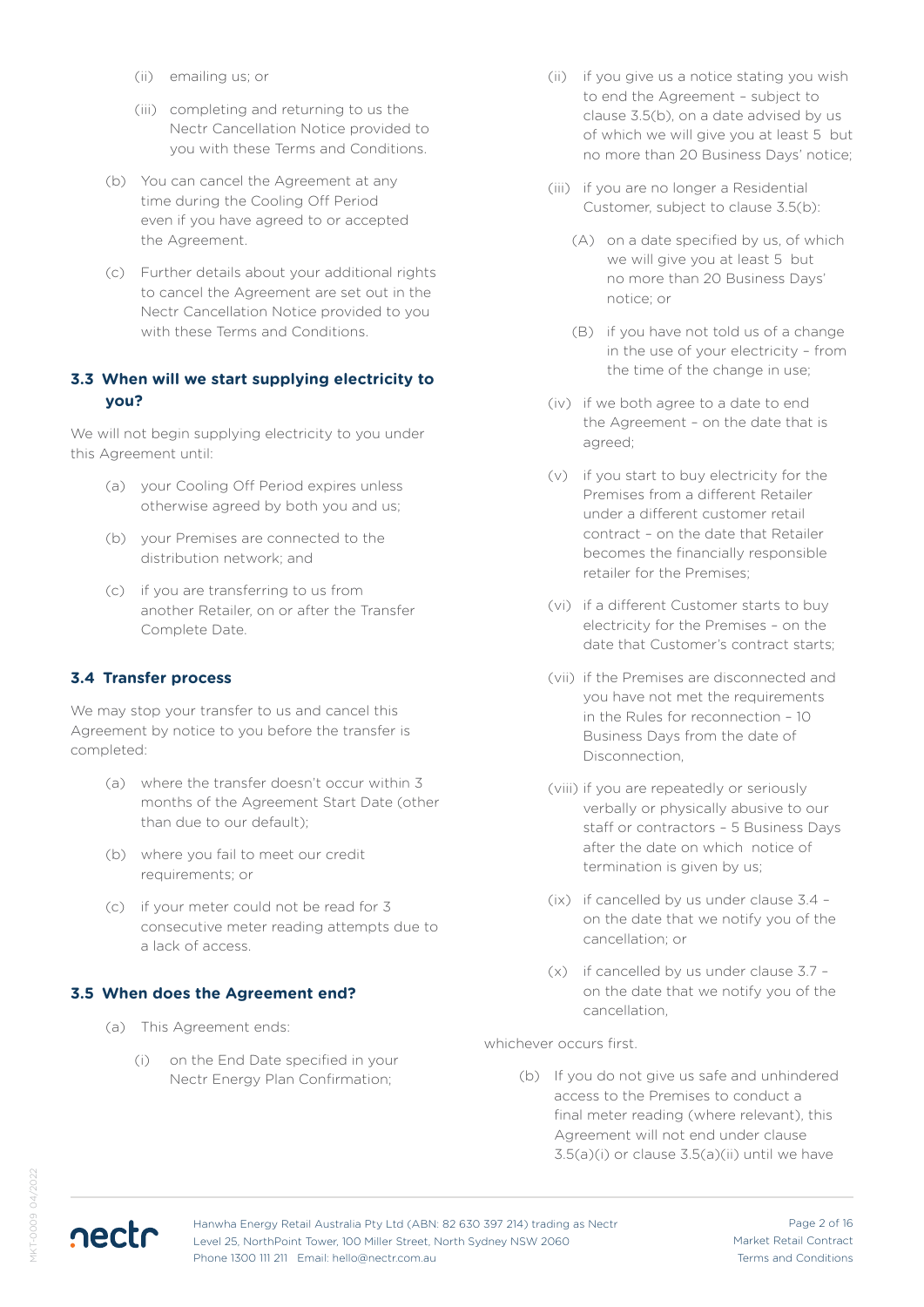(ii) emailing us; or

(iii) completing and returning to us the Nectr Cancellation Notice provided to you with these Terms and Conditions.

(b) You can cancel the Agreement at any time during the Cooling Off Period even if you have agreed to or accepted the Agreement.

(c) Further details about your additional rights to cancel the Agreement are set out in the Nectr Cancellation Notice provided to you with these Terms and Conditions.

### 3.3 When will we start supplying electricity to you?

We will not begin supplying electricity to you under this Agreement until:

(a) your Cooling Off Period expires unless otherwise agreed by both you and us;

(b) your Premises are connected to the distribution network; and

(c) if you are transferring to us from another Retailer, on or after the Transfer Complete Date.

### 3.4 Transfer process

We may stop your transfer to us and cancel this Agreement by notice to you before the transfer is completed:

(a) where the transfer doesn't occur within 3 months of the Agreement Start Date (other than due to our default);

(b) where you fail to meet our credit requirements; or

(c) if your meter could not be read for 3 consecutive meter reading attempts due to a lack of access.

### 3.5 When does the Agreement end?

(a) This Agreement ends:

(i) on the End Date specified in your Nectr Energy Plan Confirmation;

(ii) if you give us a notice stating you wish to end the Agreement – subject to clause 3.5(b), on a date advised by us of which we will give you at least 5 but no more than 20 Business Days' notice;

(iii) if you are no longer a Residential Customer, subject to clause 3.5(b):

(A) on a date specified by us, of which we will give you at least 5 but no more than 20 Business Days' notice; or

(B) if you have not told us of a change in the use of your electricity – from the time of the change in use;

(iv) if we both agree to a date to end the Agreement – on the date that is agreed;

(v) if you start to buy electricity for the Premises from a different Retailer under a different customer retail contract – on the date that Retailer becomes the financially responsible retailer for the Premises;

(vi) if a different Customer starts to buy electricity for the Premises – on the date that Customer's contract starts;

(vii) if the Premises are disconnected and you have not met the requirements in the Rules for reconnection – 10 Business Days from the date of Disconnection,

(viii) if you are repeatedly or seriously verbally or physically abusive to our staff or contractors – 5 Business Days after the date on which notice of termination is given by us;

(ix) if cancelled by us under clause 3.4 – on the date that we notify you of the cancellation; or

(x) if cancelled by us under clause 3.7 – on the date that we notify you of the cancellation,

whichever occurs first.

(b) If you do not give us safe and unhindered access to the Premises to conduct a final meter reading (where relevant), this Agreement will not end under clause 3.5(a)(i) or clause 3.5(a)(ii) until we have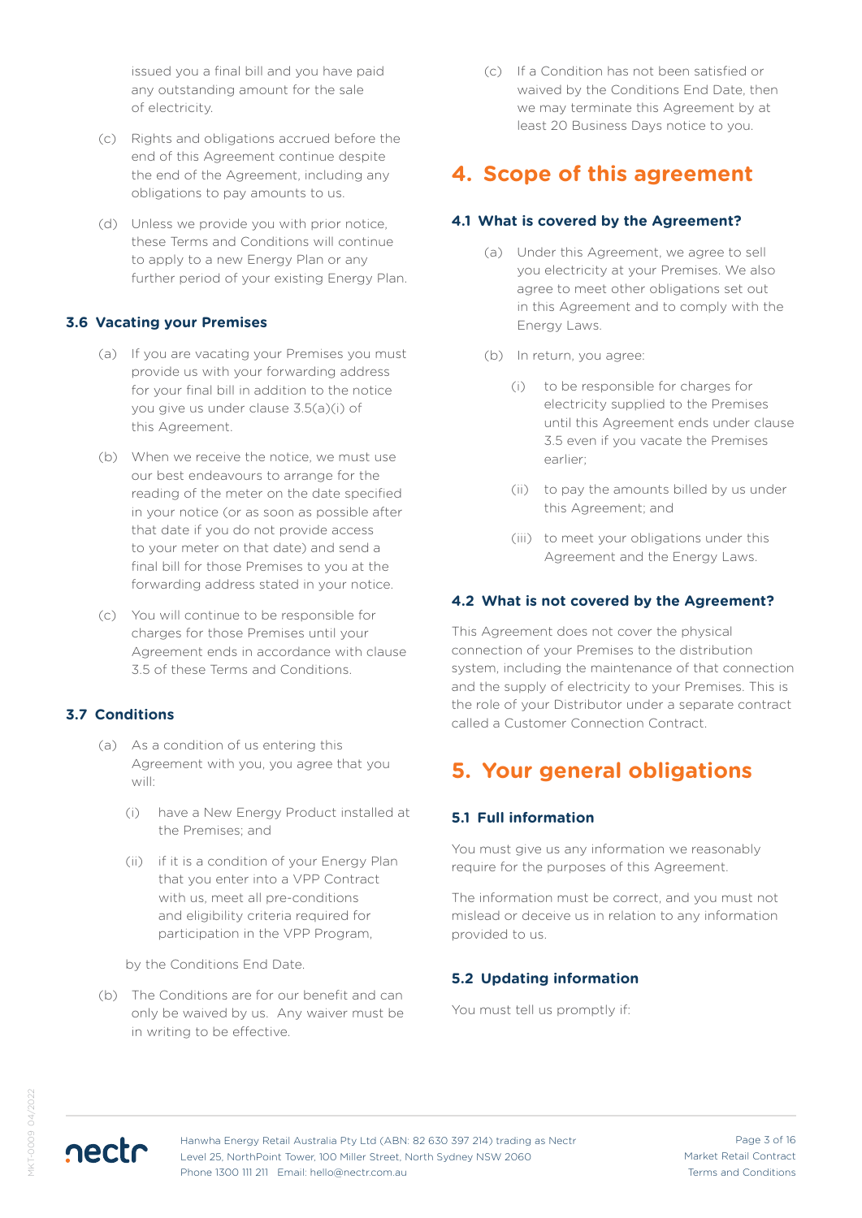issued you a final bill and you have paid any outstanding amount for the sale of electricity.

(c) Rights and obligations accrued before the end of this Agreement continue despite the end of the Agreement, including any obligations to pay amounts to us.

(d) Unless we provide you with prior notice, these Terms and Conditions will continue to apply to a new Energy Plan or any further period of your existing Energy Plan.

### 3.6 Vacating your Premises

(a) If you are vacating your Premises you must provide us with your forwarding address for your final bill in addition to the notice you give us under clause 3.5(a)(i) of this Agreement.

(b) When we receive the notice, we must use our best endeavours to arrange for the reading of the meter on the date specified in your notice (or as soon as possible after that date if you do not provide access to your meter on that date) and send a final bill for those Premises to you at the forwarding address stated in your notice.

(c) You will continue to be responsible for charges for those Premises until your Agreement ends in accordance with clause 3.5 of these Terms and Conditions.

### 3.7 Conditions

(a) As a condition of us entering this Agreement with you, you agree that you will:

(i) have a New Energy Product installed at the Premises; and

(ii) if it is a condition of your Energy Plan that you enter into a VPP Contract with us, meet all pre-conditions and eligibility criteria required for participation in the VPP Program,

by the Conditions End Date.

(b) The Conditions are for our benefit and can only be waived by us. Any waiver must be in writing to be effective.

(c) If a Condition has not been satisfied or waived by the Conditions End Date, then we may terminate this Agreement by at least 20 Business Days notice to you.

## 4. Scope of this agreement

### 4.1 What is covered by the Agreement?

(a) Under this Agreement, we agree to sell you electricity at your Premises. We also agree to meet other obligations set out in this Agreement and to comply with the Energy Laws.

(b) In return, you agree:

(i) to be responsible for charges for electricity supplied to the Premises until this Agreement ends under clause 3.5 even if you vacate the Premises earlier;

(ii) to pay the amounts billed by us under this Agreement; and

(iii) to meet your obligations under this Agreement and the Energy Laws.

### 4.2 What is not covered by the Agreement?

This Agreement does not cover the physical connection of your Premises to the distribution system, including the maintenance of that connection and the supply of electricity to your Premises. This is the role of your Distributor under a separate contract called a Customer Connection Contract.

## 5. Your general obligations

### 5.1 Full information

You must give us any information we reasonably require for the purposes of this Agreement.

The information must be correct, and you must not mislead or deceive us in relation to any information provided to us.

### 5.2 Updating information

You must tell us promptly if: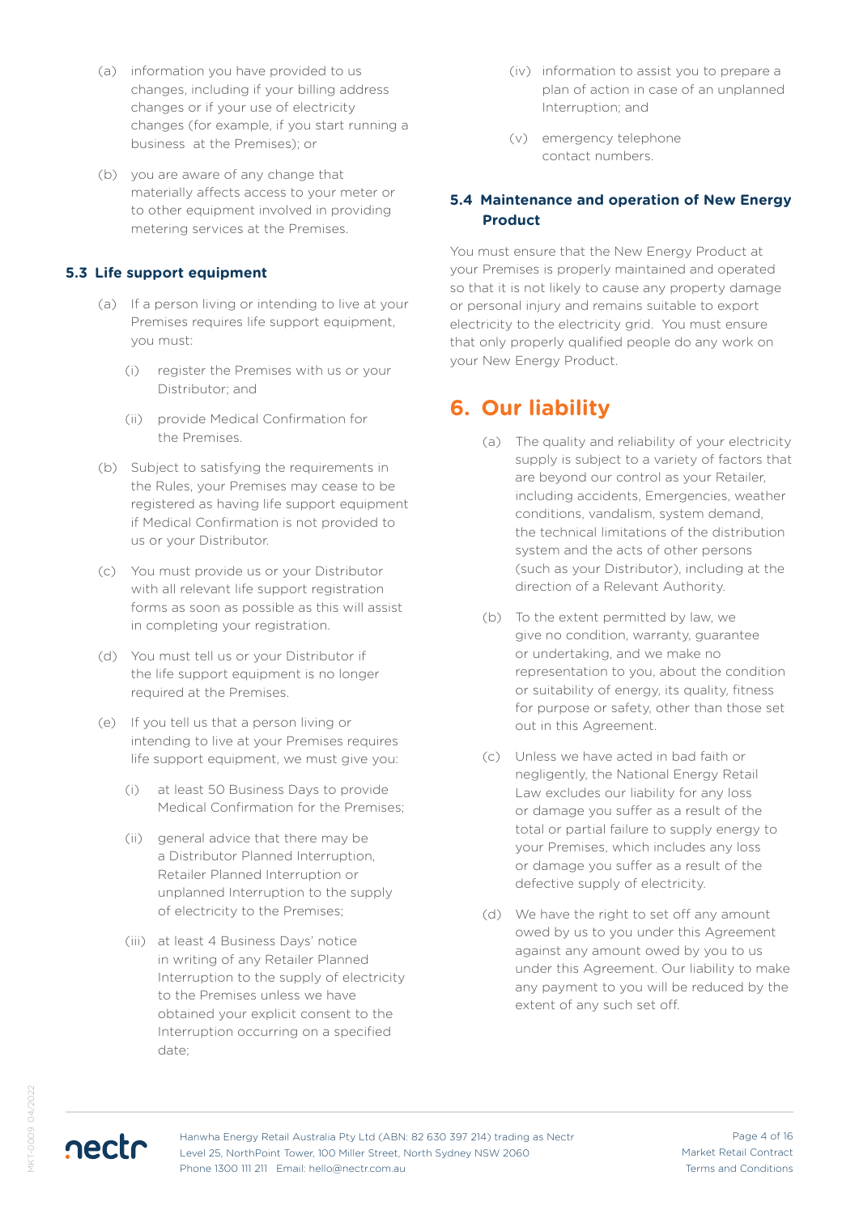(a) information you have provided to us changes, including if your billing address changes or if your use of electricity changes (for example, if you start running a business at the Premises); or

(b) you are aware of any change that materially affects access to your meter or to other equipment involved in providing metering services at the Premises.

### 5.3 Life support equipment

(a) If a person living or intending to live at your Premises requires life support equipment, you must:

(i) register the Premises with us or your Distributor; and

(ii) provide Medical Confirmation for the Premises.

(b) Subject to satisfying the requirements in the Rules, your Premises may cease to be registered as having life support equipment if Medical Confirmation is not provided to us or your Distributor.

(c) You must provide us or your Distributor with all relevant life support registration forms as soon as possible as this will assist in completing your registration.

(d) You must tell us or your Distributor if the life support equipment is no longer required at the Premises.

(e) If you tell us that a person living or intending to live at your Premises requires life support equipment, we must give you:

(i) at least 50 Business Days to provide Medical Confirmation for the Premises;

(ii) general advice that there may be a Distributor Planned Interruption, Retailer Planned Interruption or unplanned Interruption to the supply of electricity to the Premises;

(iii) at least 4 Business Days' notice in writing of any Retailer Planned Interruption to the supply of electricity to the Premises unless we have obtained your explicit consent to the Interruption occurring on a specified date;

(iv) information to assist you to prepare a plan of action in case of an unplanned Interruption; and

(v) emergency telephone contact numbers.

### 5.4 Maintenance and operation of New Energy Product

You must ensure that the New Energy Product at your Premises is properly maintained and operated so that it is not likely to cause any property damage or personal injury and remains suitable to export electricity to the electricity grid. You must ensure that only properly qualified people do any work on your New Energy Product.

## 6. Our liability

(a) The quality and reliability of your electricity supply is subject to a variety of factors that are beyond our control as your Retailer, including accidents, Emergencies, weather conditions, vandalism, system demand, the technical limitations of the distribution system and the acts of other persons (such as your Distributor), including at the direction of a Relevant Authority.

(b) To the extent permitted by law, we give no condition, warranty, guarantee or undertaking, and we make no representation to you, about the condition or suitability of energy, its quality, fitness for purpose or safety, other than those set out in this Agreement.

(c) Unless we have acted in bad faith or negligently, the National Energy Retail Law excludes our liability for any loss or damage you suffer as a result of the total or partial failure to supply energy to your Premises, which includes any loss or damage you suffer as a result of the defective supply of electricity.

(d) We have the right to set off any amount owed by us to you under this Agreement against any amount owed by you to us under this Agreement. Our liability to make any payment to you will be reduced by the extent of any such set off.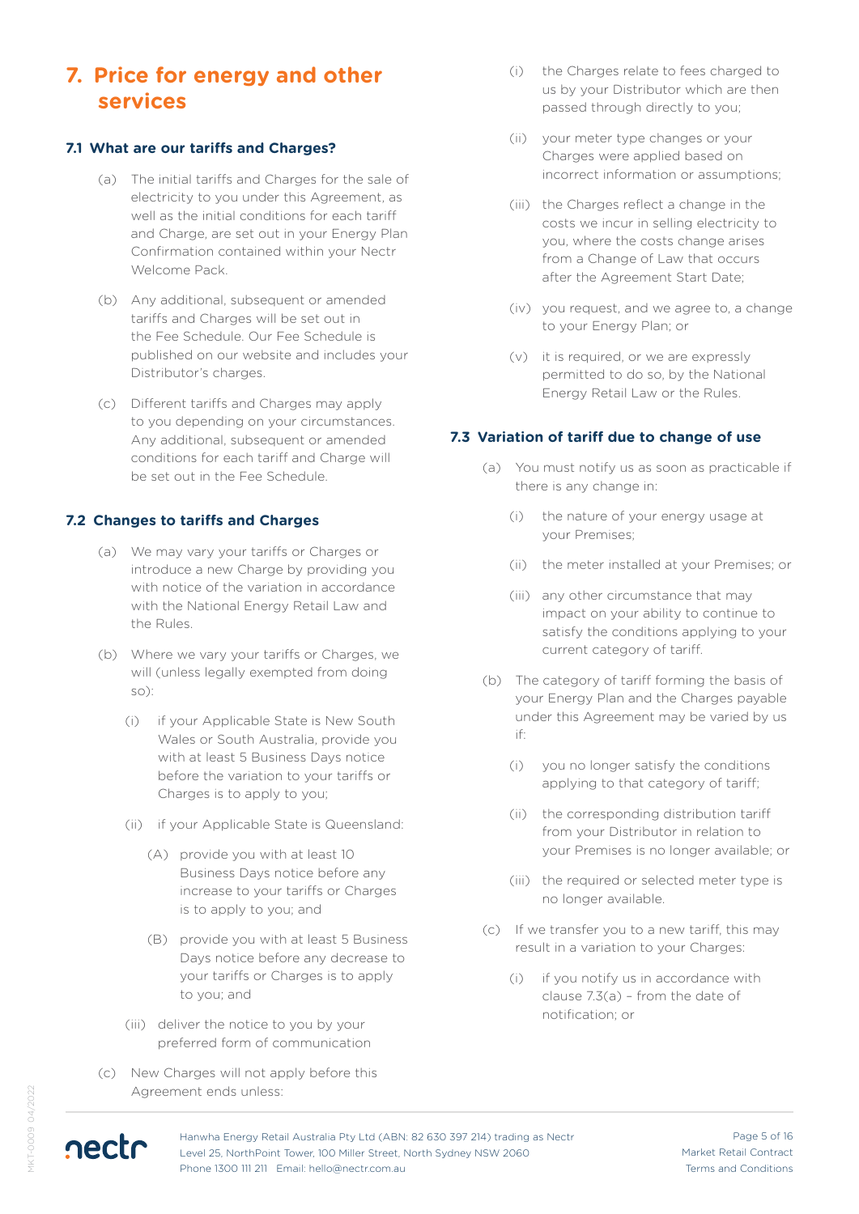# 7. Price for energy and other services

### 7.1 What are our tariffs and Charges?

(a) The initial tariffs and Charges for the sale of electricity to you under this Agreement, as well as the initial conditions for each tariff and Charge, are set out in your Energy Plan Confirmation contained within your Nectr Welcome Pack.

(b) Any additional, subsequent or amended tariffs and Charges will be set out in the Fee Schedule. Our Fee Schedule is published on our website and includes your Distributor's charges.

(c) Different tariffs and Charges may apply to you depending on your circumstances. Any additional, subsequent or amended conditions for each tariff and Charge will be set out in the Fee Schedule.

### 7.2 Changes to tariffs and Charges

(a) We may vary your tariffs or Charges or introduce a new Charge by providing you with notice of the variation in accordance with the National Energy Retail Law and the Rules.

(b) Where we vary your tariffs or Charges, we will (unless legally exempted from doing so):

- (i) if your Applicable State is New South Wales or South Australia, provide you with at least 5 Business Days notice before the variation to your tariffs or Charges is to apply to you;
- (ii) if your Applicable State is Queensland:
  - (A) provide you with at least 10 Business Days notice before any increase to your tariffs or Charges is to apply to you; and
  - (B) provide you with at least 5 Business Days notice before any decrease to your tariffs or Charges is to apply to you; and
- (iii) deliver the notice to you by your preferred form of communication

(c) New Charges will not apply before this Agreement ends unless:

- (i) the Charges relate to fees charged to us by your Distributor which are then passed through directly to you;
- (ii) your meter type changes or your Charges were applied based on incorrect information or assumptions;
- (iii) the Charges reflect a change in the costs we incur in selling electricity to you, where the costs change arises from a Change of Law that occurs after the Agreement Start Date;
- (iv) you request, and we agree to, a change to your Energy Plan; or
- (v) it is required, or we are expressly permitted to do so, by the National Energy Retail Law or the Rules.

### 7.3 Variation of tariff due to change of use

(a) You must notify us as soon as practicable if there is any change in:

- (i) the nature of your energy usage at your Premises;
- (ii) the meter installed at your Premises; or
- (iii) any other circumstance that may impact on your ability to continue to satisfy the conditions applying to your current category of tariff.

(b) The category of tariff forming the basis of your Energy Plan and the Charges payable under this Agreement may be varied by us if:

- (i) you no longer satisfy the conditions applying to that category of tariff;
- (ii) the corresponding distribution tariff from your Distributor in relation to your Premises is no longer available; or
- (iii) the required or selected meter type is no longer available.

(c) If we transfer you to a new tariff, this may result in a variation to your Charges:

- (i) if you notify us in accordance with clause 7.3(a) – from the date of notification; or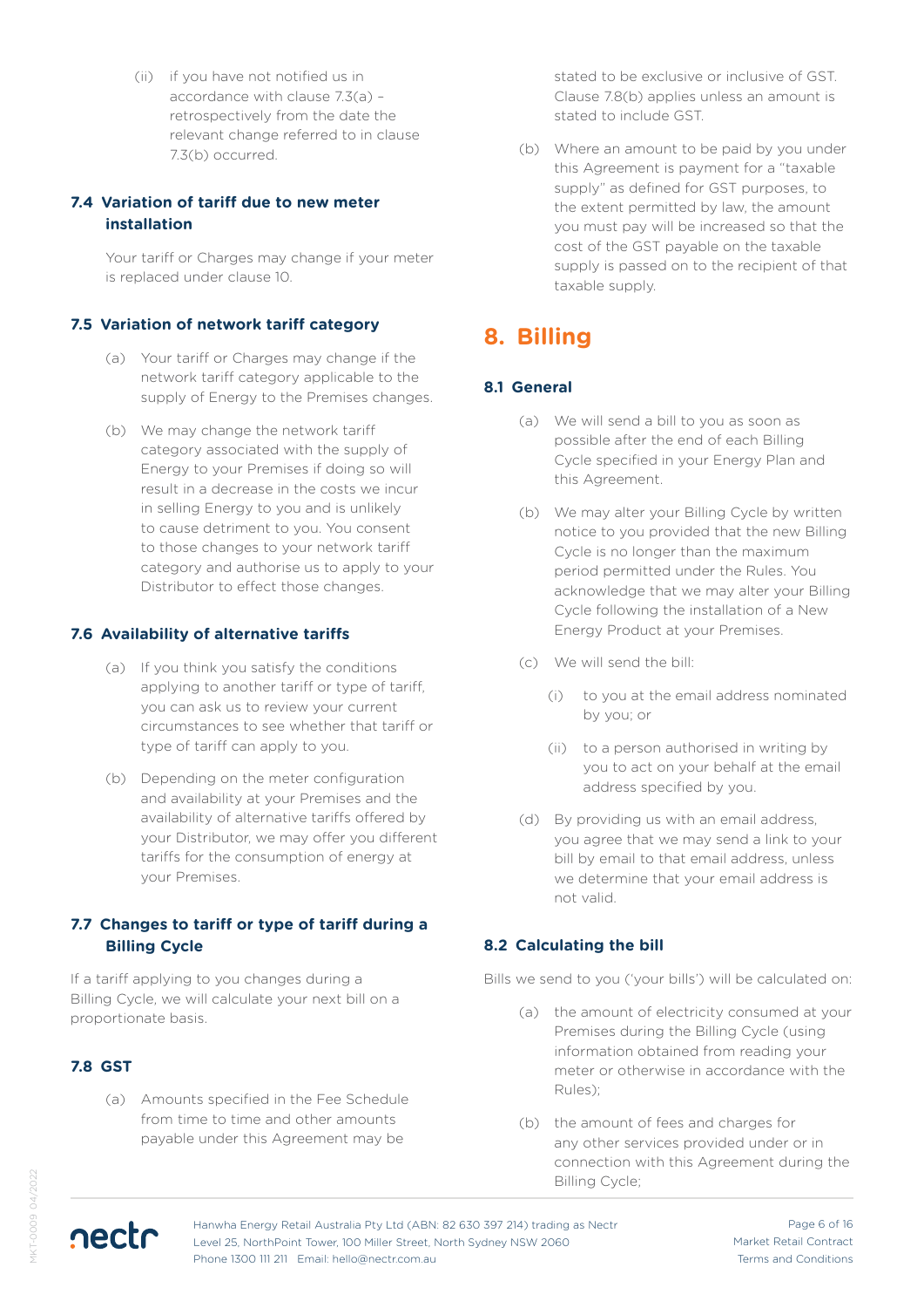(ii) if you have not notified us in accordance with clause 7.3(a) – retrospectively from the date the relevant change referred to in clause 7.3(b) occurred.

### 7.4 Variation of tariff due to new meter installation

Your tariff or Charges may change if your meter is replaced under clause 10.

### 7.5 Variation of network tariff category

(a) Your tariff or Charges may change if the network tariff category applicable to the supply of Energy to the Premises changes.

(b) We may change the network tariff category associated with the supply of Energy to your Premises if doing so will result in a decrease in the costs we incur in selling Energy to you and is unlikely to cause detriment to you. You consent to those changes to your network tariff category and authorise us to apply to your Distributor to effect those changes.

### 7.6 Availability of alternative tariffs

(a) If you think you satisfy the conditions applying to another tariff or type of tariff, you can ask us to review your current circumstances to see whether that tariff or type of tariff can apply to you.

(b) Depending on the meter configuration and availability at your Premises and the availability of alternative tariffs offered by your Distributor, we may offer you different tariffs for the consumption of energy at your Premises.

### 7.7 Changes to tariff or type of tariff during a Billing Cycle

If a tariff applying to you changes during a Billing Cycle, we will calculate your next bill on a proportionate basis.

### 7.8 GST

(a) Amounts specified in the Fee Schedule from time to time and other amounts payable under this Agreement may be stated to be exclusive or inclusive of GST. Clause 7.8(b) applies unless an amount is stated to include GST.

(b) Where an amount to be paid by you under this Agreement is payment for a "taxable supply" as defined for GST purposes, to the extent permitted by law, the amount you must pay will be increased so that the cost of the GST payable on the taxable supply is passed on to the recipient of that taxable supply.

## 8. Billing

### 8.1 General

(a) We will send a bill to you as soon as possible after the end of each Billing Cycle specified in your Energy Plan and this Agreement.

(b) We may alter your Billing Cycle by written notice to you provided that the new Billing Cycle is no longer than the maximum period permitted under the Rules. You acknowledge that we may alter your Billing Cycle following the installation of a New Energy Product at your Premises.

(c) We will send the bill:

(i) to you at the email address nominated by you; or

(ii) to a person authorised in writing by you to act on your behalf at the email address specified by you.

(d) By providing us with an email address, you agree that we may send a link to your bill by email to that email address, unless we determine that your email address is not valid.

### 8.2 Calculating the bill

Bills we send to you ('your bills') will be calculated on:

(a) the amount of electricity consumed at your Premises during the Billing Cycle (using information obtained from reading your meter or otherwise in accordance with the Rules);

(b) the amount of fees and charges for any other services provided under or in connection with this Agreement during the Billing Cycle;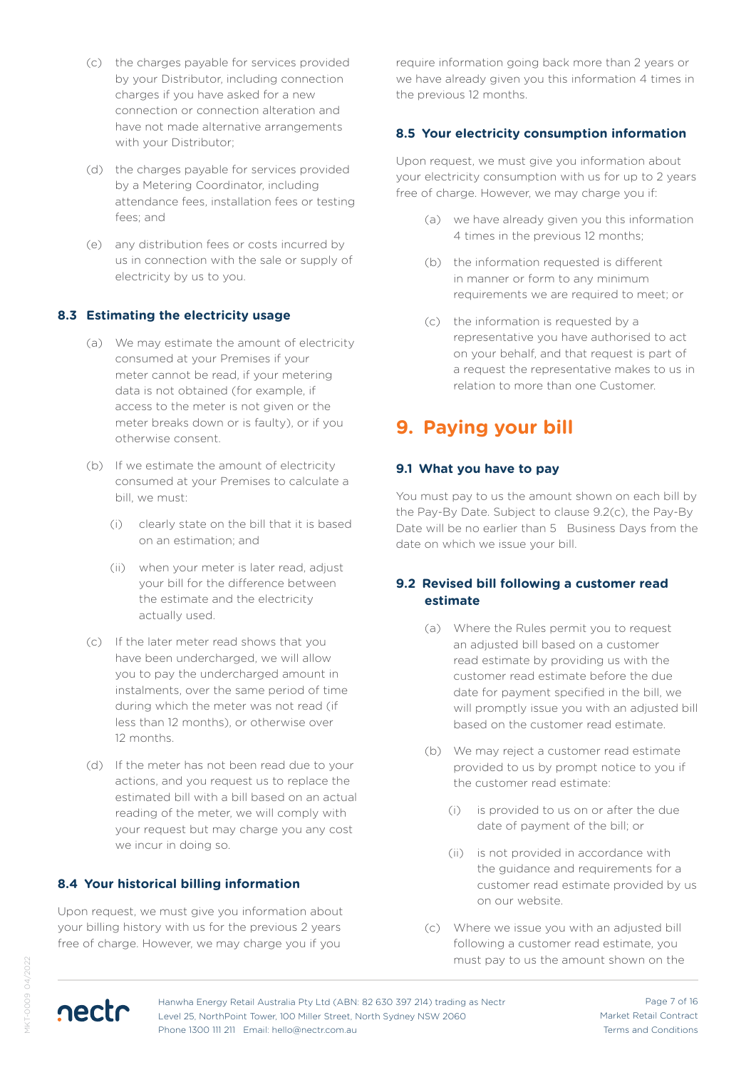(c) the charges payable for services provided by your Distributor, including connection charges if you have asked for a new connection or connection alteration and have not made alternative arrangements with your Distributor;

(d) the charges payable for services provided by a Metering Coordinator, including attendance fees, installation fees or testing fees; and

(e) any distribution fees or costs incurred by us in connection with the sale or supply of electricity by us to you.

### 8.3 Estimating the electricity usage

(a) We may estimate the amount of electricity consumed at your Premises if your meter cannot be read, if your metering data is not obtained (for example, if access to the meter is not given or the meter breaks down or is faulty), or if you otherwise consent.

(b) If we estimate the amount of electricity consumed at your Premises to calculate a bill, we must:

(i) clearly state on the bill that it is based on an estimation; and

(ii) when your meter is later read, adjust your bill for the difference between the estimate and the electricity actually used.

(c) If the later meter read shows that you have been undercharged, we will allow you to pay the undercharged amount in instalments, over the same period of time during which the meter was not read (if less than 12 months), or otherwise over 12 months.

(d) If the meter has not been read due to your actions, and you request us to replace the estimated bill with a bill based on an actual reading of the meter, we will comply with your request but may charge you any cost we incur in doing so.

### 8.4 Your historical billing information

Upon request, we must give you information about your billing history with us for the previous 2 years free of charge. However, we may charge you if you require information going back more than 2 years or we have already given you this information 4 times in the previous 12 months.

### 8.5 Your electricity consumption information

Upon request, we must give you information about your electricity consumption with us for up to 2 years free of charge. However, we may charge you if:

(a) we have already given you this information 4 times in the previous 12 months;

(b) the information requested is different in manner or form to any minimum requirements we are required to meet; or

(c) the information is requested by a representative you have authorised to act on your behalf, and that request is part of a request the representative makes to us in relation to more than one Customer.

## 9. Paying your bill

### 9.1 What you have to pay

You must pay to us the amount shown on each bill by the Pay-By Date. Subject to clause 9.2(c), the Pay-By Date will be no earlier than 5 Business Days from the date on which we issue your bill.

### 9.2 Revised bill following a customer read estimate

(a) Where the Rules permit you to request an adjusted bill based on a customer read estimate by providing us with the customer read estimate before the due date for payment specified in the bill, we will promptly issue you with an adjusted bill based on the customer read estimate.

(b) We may reject a customer read estimate provided to us by prompt notice to you if the customer read estimate:

(i) is provided to us on or after the due date of payment of the bill; or

(ii) is not provided in accordance with the guidance and requirements for a customer read estimate provided by us on our website.

(c) Where we issue you with an adjusted bill following a customer read estimate, you must pay to us the amount shown on the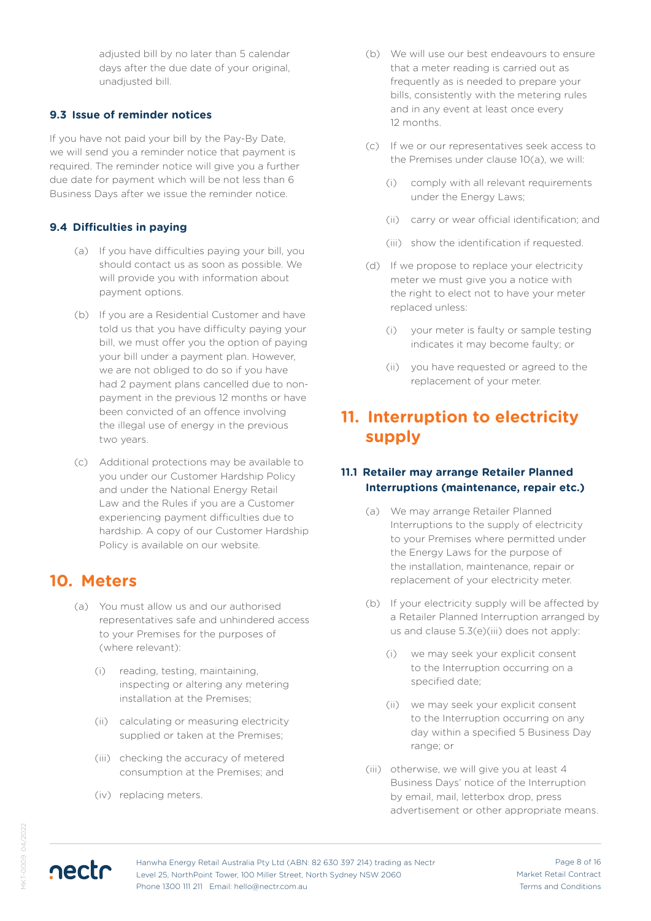adjusted bill by no later than 5 calendar days after the due date of your original, unadjusted bill.

### 9.3 Issue of reminder notices

If you have not paid your bill by the Pay-By Date, we will send you a reminder notice that payment is required. The reminder notice will give you a further due date for payment which will be not less than 6 Business Days after we issue the reminder notice.

### 9.4 Difficulties in paying

(a) If you have difficulties paying your bill, you should contact us as soon as possible. We will provide you with information about payment options.

(b) If you are a Residential Customer and have told us that you have difficulty paying your bill, we must offer you the option of paying your bill under a payment plan. However, we are not obliged to do so if you have had 2 payment plans cancelled due to non-payment in the previous 12 months or have been convicted of an offence involving the illegal use of energy in the previous two years.

(c) Additional protections may be available to you under our Customer Hardship Policy and under the National Energy Retail Law and the Rules if you are a Customer experiencing payment difficulties due to hardship. A copy of our Customer Hardship Policy is available on our website.

## 10. Meters

(a) You must allow us and our authorised representatives safe and unhindered access to your Premises for the purposes of (where relevant):

(i) reading, testing, maintaining, inspecting or altering any metering installation at the Premises;

(ii) calculating or measuring electricity supplied or taken at the Premises;

(iii) checking the accuracy of metered consumption at the Premises; and

(iv) replacing meters.

(b) We will use our best endeavours to ensure that a meter reading is carried out as frequently as is needed to prepare your bills, consistently with the metering rules and in any event at least once every 12 months.

(c) If we or our representatives seek access to the Premises under clause 10(a), we will:

(i) comply with all relevant requirements under the Energy Laws;

(ii) carry or wear official identification; and

(iii) show the identification if requested.

(d) If we propose to replace your electricity meter we must give you a notice with the right to elect not to have your meter replaced unless:

(i) your meter is faulty or sample testing indicates it may become faulty; or

(ii) you have requested or agreed to the replacement of your meter.

## 11. Interruption to electricity supply

### 11.1 Retailer may arrange Retailer Planned Interruptions (maintenance, repair etc.)

(a) We may arrange Retailer Planned Interruptions to the supply of electricity to your Premises where permitted under the Energy Laws for the purpose of the installation, maintenance, repair or replacement of your electricity meter.

(b) If your electricity supply will be affected by a Retailer Planned Interruption arranged by us and clause 5.3(e)(iii) does not apply:

(i) we may seek your explicit consent to the Interruption occurring on a specified date;

(ii) we may seek your explicit consent to the Interruption occurring on any day within a specified 5 Business Day range; or

(iii) otherwise, we will give you at least 4 Business Days' notice of the Interruption by email, mail, letterbox drop, press advertisement or other appropriate means.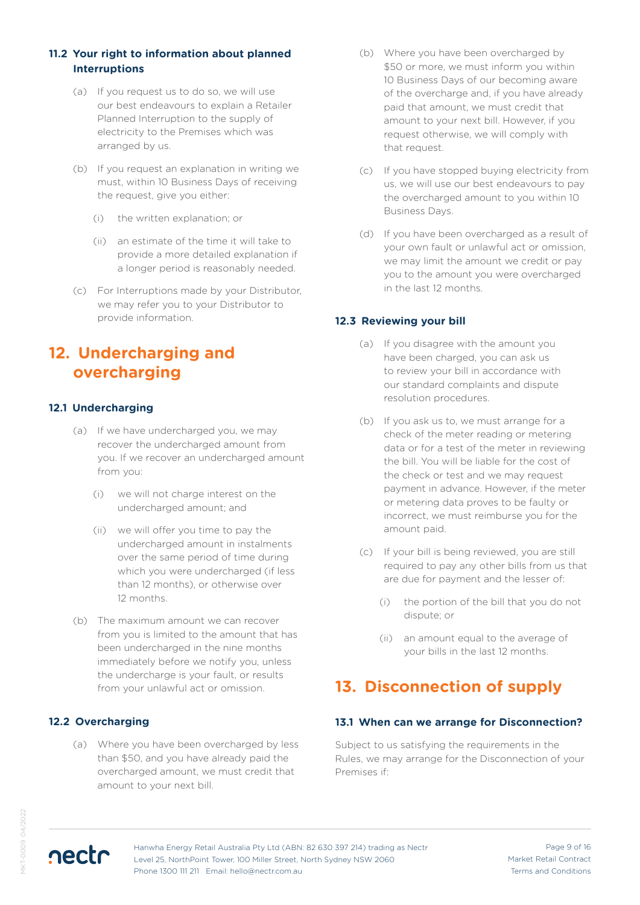### 11.2 Your right to information about planned Interruptions

(a) If you request us to do so, we will use our best endeavours to explain a Retailer Planned Interruption to the supply of electricity to the Premises which was arranged by us.

(b) If you request an explanation in writing we must, within 10 Business Days of receiving the request, give you either:

(i) the written explanation; or

(ii) an estimate of the time it will take to provide a more detailed explanation if a longer period is reasonably needed.

(c) For Interruptions made by your Distributor, we may refer you to your Distributor to provide information.

## 12. Undercharging and overcharging

### 12.1 Undercharging

(a) If we have undercharged you, we may recover the undercharged amount from you. If we recover an undercharged amount from you:

(i) we will not charge interest on the undercharged amount; and

(ii) we will offer you time to pay the undercharged amount in instalments over the same period of time during which you were undercharged (if less than 12 months), or otherwise over 12 months.

(b) The maximum amount we can recover from you is limited to the amount that has been undercharged in the nine months immediately before we notify you, unless the undercharge is your fault, or results from your unlawful act or omission.

### 12.2 Overcharging

(a) Where you have been overcharged by less than $50, and you have already paid the overcharged amount, we must credit that amount to your next bill.

(b) Where you have been overcharged by $50 or more, we must inform you within 10 Business Days of our becoming aware of the overcharge and, if you have already paid that amount, we must credit that amount to your next bill. However, if you request otherwise, we will comply with that request.

(c) If you have stopped buying electricity from us, we will use our best endeavours to pay the overcharged amount to you within 10 Business Days.

(d) If you have been overcharged as a result of your own fault or unlawful act or omission, we may limit the amount we credit or pay you to the amount you were overcharged in the last 12 months.

### 12.3 Reviewing your bill

(a) If you disagree with the amount you have been charged, you can ask us to review your bill in accordance with our standard complaints and dispute resolution procedures.

(b) If you ask us to, we must arrange for a check of the meter reading or metering data or for a test of the meter in reviewing the bill. You will be liable for the cost of the check or test and we may request payment in advance. However, if the meter or metering data proves to be faulty or incorrect, we must reimburse you for the amount paid.

(c) If your bill is being reviewed, you are still required to pay any other bills from us that are due for payment and the lesser of:

(i) the portion of the bill that you do not dispute; or

(ii) an amount equal to the average of your bills in the last 12 months.

## 13. Disconnection of supply

### 13.1 When can we arrange for Disconnection?

Subject to us satisfying the requirements in the Rules, we may arrange for the Disconnection of your Premises if: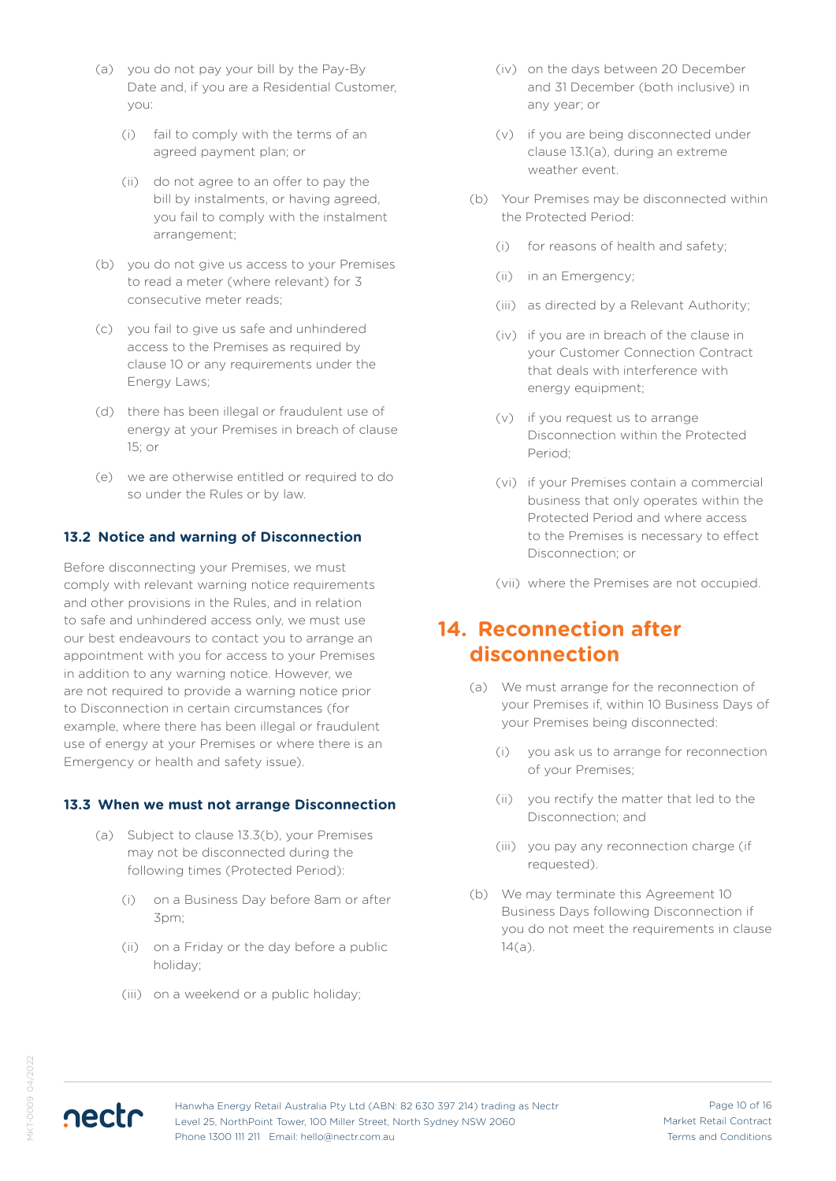(a) you do not pay your bill by the Pay-By Date and, if you are a Residential Customer, you:

   (i) fail to comply with the terms of an agreed payment plan; or

   (ii) do not agree to an offer to pay the bill by instalments, or having agreed, you fail to comply with the instalment arrangement;

(b) you do not give us access to your Premises to read a meter (where relevant) for 3 consecutive meter reads;

(c) you fail to give us safe and unhindered access to the Premises as required by clause 10 or any requirements under the Energy Laws;

(d) there has been illegal or fraudulent use of energy at your Premises in breach of clause 15; or

(e) we are otherwise entitled or required to do so under the Rules or by law.

### 13.2 Notice and warning of Disconnection

Before disconnecting your Premises, we must comply with relevant warning notice requirements and other provisions in the Rules, and in relation to safe and unhindered access only, we must use our best endeavours to contact you to arrange an appointment with you for access to your Premises in addition to any warning notice. However, we are not required to provide a warning notice prior to Disconnection in certain circumstances (for example, where there has been illegal or fraudulent use of energy at your Premises or where there is an Emergency or health and safety issue).

### 13.3 When we must not arrange Disconnection

(a) Subject to clause 13.3(b), your Premises may not be disconnected during the following times (Protected Period):

   (i) on a Business Day before 8am or after 3pm;

   (ii) on a Friday or the day before a public holiday;

   (iii) on a weekend or a public holiday;

   (iv) on the days between 20 December and 31 December (both inclusive) in any year; or

   (v) if you are being disconnected under clause 13.1(a), during an extreme weather event.

(b) Your Premises may be disconnected within the Protected Period:

   (i) for reasons of health and safety;

   (ii) in an Emergency;

   (iii) as directed by a Relevant Authority;

   (iv) if you are in breach of the clause in your Customer Connection Contract that deals with interference with energy equipment;

   (v) if you request us to arrange Disconnection within the Protected Period;

   (vi) if your Premises contain a commercial business that only operates within the Protected Period and where access to the Premises is necessary to effect Disconnection; or

   (vii) where the Premises are not occupied.

## 14. Reconnection after disconnection

(a) We must arrange for the reconnection of your Premises if, within 10 Business Days of your Premises being disconnected:

   (i) you ask us to arrange for reconnection of your Premises;

   (ii) you rectify the matter that led to the Disconnection; and

   (iii) you pay any reconnection charge (if requested).

(b) We may terminate this Agreement 10 Business Days following Disconnection if you do not meet the requirements in clause 14(a).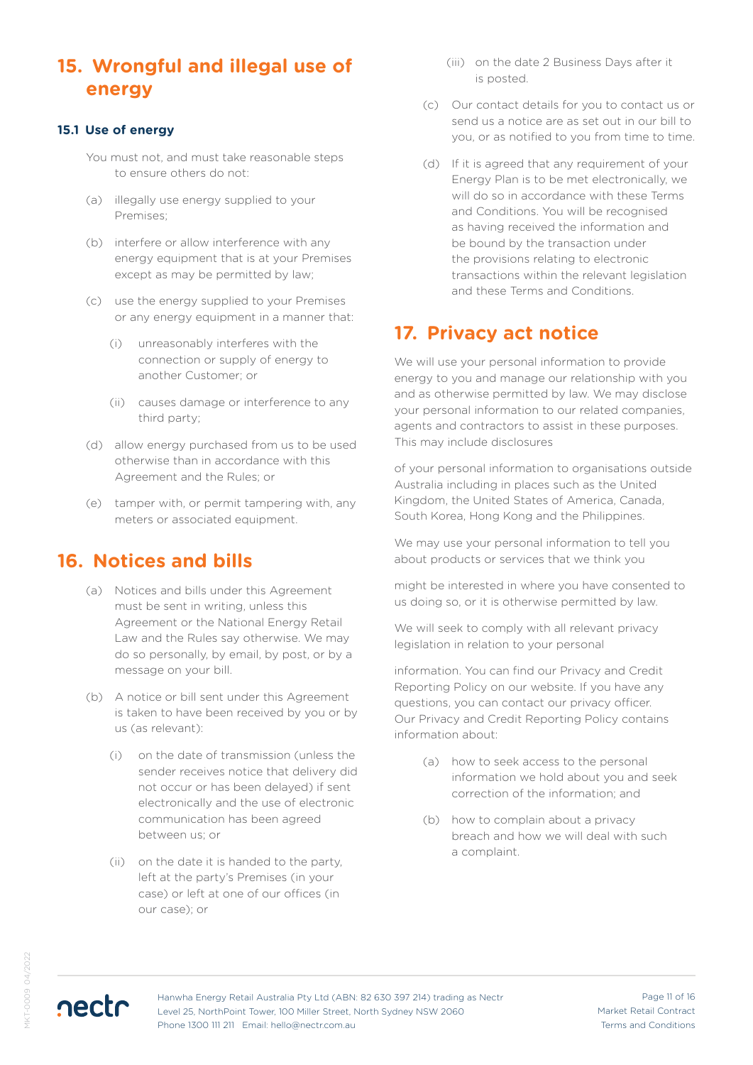## 15. Wrongful and illegal use of energy

### 15.1 Use of energy

You must not, and must take reasonable steps to ensure others do not:

(a) illegally use energy supplied to your Premises;

(b) interfere or allow interference with any energy equipment that is at your Premises except as may be permitted by law;

(c) use the energy supplied to your Premises or any energy equipment in a manner that:

(i) unreasonably interferes with the connection or supply of energy to another Customer; or

(ii) causes damage or interference to any third party;

(d) allow energy purchased from us to be used otherwise than in accordance with this Agreement and the Rules; or

(e) tamper with, or permit tampering with, any meters or associated equipment.

## 16. Notices and bills

(a) Notices and bills under this Agreement must be sent in writing, unless this Agreement or the National Energy Retail Law and the Rules say otherwise. We may do so personally, by email, by post, or by a message on your bill.

(b) A notice or bill sent under this Agreement is taken to have been received by you or by us (as relevant):

(i) on the date of transmission (unless the sender receives notice that delivery did not occur or has been delayed) if sent electronically and the use of electronic communication has been agreed between us; or

(ii) on the date it is handed to the party, left at the party's Premises (in your case) or left at one of our offices (in our case); or

(iii) on the date 2 Business Days after it is posted.

(c) Our contact details for you to contact us or send us a notice are as set out in our bill to you, or as notified to you from time to time.

(d) If it is agreed that any requirement of your Energy Plan is to be met electronically, we will do so in accordance with these Terms and Conditions. You will be recognised as having received the information and be bound by the transaction under the provisions relating to electronic transactions within the relevant legislation and these Terms and Conditions.

## 17. Privacy act notice

We will use your personal information to provide energy to you and manage our relationship with you and as otherwise permitted by law. We may disclose your personal information to our related companies, agents and contractors to assist in these purposes. This may include disclosures of your personal information to organisations outside Australia including in places such as the United Kingdom, the United States of America, Canada, South Korea, Hong Kong and the Philippines.

We may use your personal information to tell you about products or services that we think you might be interested in where you have consented to us doing so, or it is otherwise permitted by law.

We will seek to comply with all relevant privacy legislation in relation to your personal information. You can find our Privacy and Credit Reporting Policy on our website. If you have any questions, you can contact our privacy officer. Our Privacy and Credit Reporting Policy contains information about:

(a) how to seek access to the personal information we hold about you and seek correction of the information; and

(b) how to complain about a privacy breach and how we will deal with such a complaint.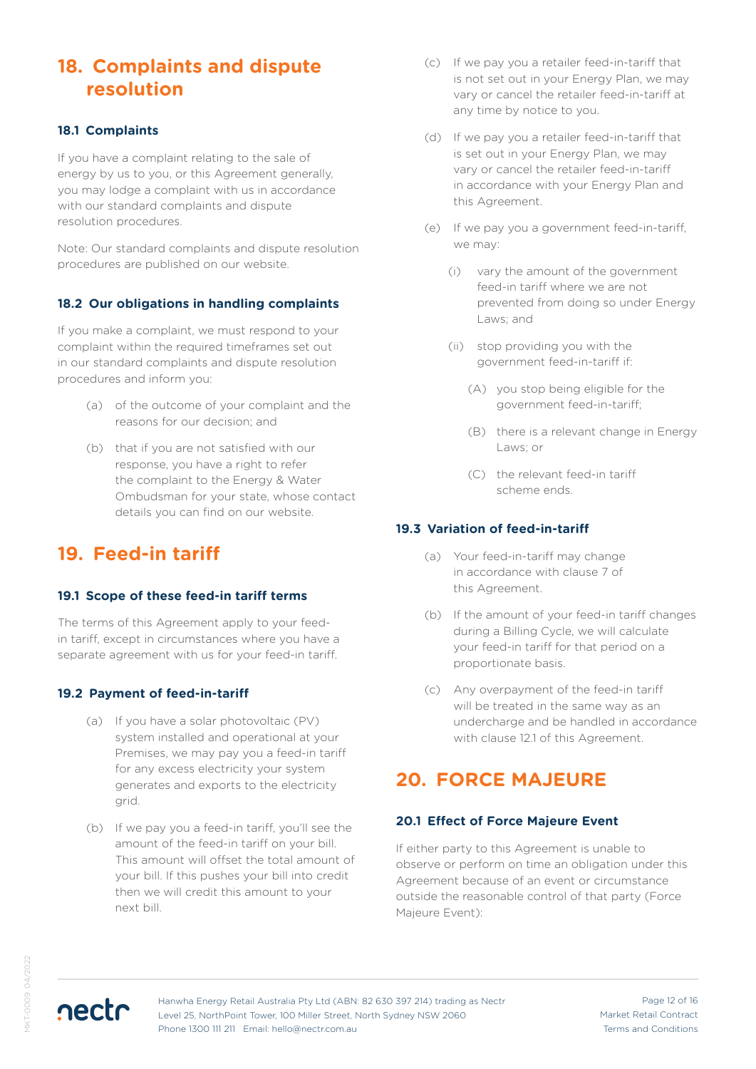## 18. Complaints and dispute resolution

### 18.1 Complaints

If you have a complaint relating to the sale of energy by us to you, or this Agreement generally, you may lodge a complaint with us in accordance with our standard complaints and dispute resolution procedures.

Note: Our standard complaints and dispute resolution procedures are published on our website.

### 18.2 Our obligations in handling complaints

If you make a complaint, we must respond to your complaint within the required timeframes set out in our standard complaints and dispute resolution procedures and inform you:

(a) of the outcome of your complaint and the reasons for our decision; and

(b) that if you are not satisfied with our response, you have a right to refer the complaint to the Energy & Water Ombudsman for your state, whose contact details you can find on our website.

## 19. Feed-in tariff

### 19.1 Scope of these feed-in tariff terms

The terms of this Agreement apply to your feed-in tariff, except in circumstances where you have a separate agreement with us for your feed-in tariff.

### 19.2 Payment of feed-in-tariff

(a) If you have a solar photovoltaic (PV) system installed and operational at your Premises, we may pay you a feed-in tariff for any excess electricity your system generates and exports to the electricity grid.

(b) If we pay you a feed-in tariff, you'll see the amount of the feed-in tariff on your bill. This amount will offset the total amount of your bill. If this pushes your bill into credit then we will credit this amount to your next bill.

(c) If we pay you a retailer feed-in-tariff that is not set out in your Energy Plan, we may vary or cancel the retailer feed-in-tariff at any time by notice to you.

(d) If we pay you a retailer feed-in-tariff that is set out in your Energy Plan, we may vary or cancel the retailer feed-in-tariff in accordance with your Energy Plan and this Agreement.

(e) If we pay you a government feed-in-tariff, we may:

(i) vary the amount of the government feed-in tariff where we are not prevented from doing so under Energy Laws; and

(ii) stop providing you with the government feed-in-tariff if:

(A) you stop being eligible for the government feed-in-tariff;

(B) there is a relevant change in Energy Laws; or

(C) the relevant feed-in tariff scheme ends.

### 19.3 Variation of feed-in-tariff

(a) Your feed-in-tariff may change in accordance with clause 7 of this Agreement.

(b) If the amount of your feed-in tariff changes during a Billing Cycle, we will calculate your feed-in tariff for that period on a proportionate basis.

(c) Any overpayment of the feed-in tariff will be treated in the same way as an undercharge and be handled in accordance with clause 12.1 of this Agreement.

## 20. FORCE MAJEURE

### 20.1 Effect of Force Majeure Event

If either party to this Agreement is unable to observe or perform on time an obligation under this Agreement because of an event or circumstance outside the reasonable control of that party (Force Majeure Event):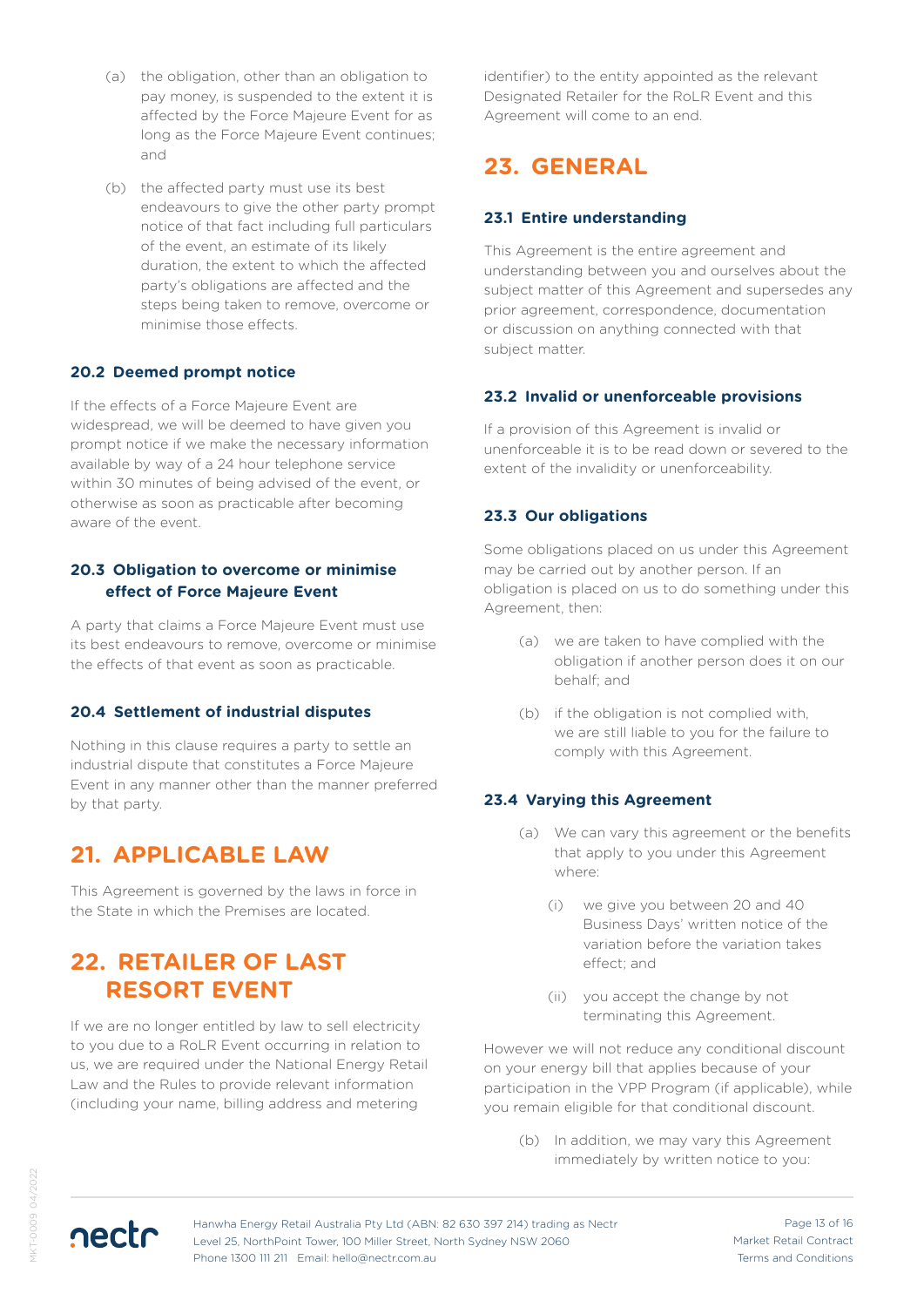(a) the obligation, other than an obligation to pay money, is suspended to the extent it is affected by the Force Majeure Event for as long as the Force Majeure Event continues; and

(b) the affected party must use its best endeavours to give the other party prompt notice of that fact including full particulars of the event, an estimate of its likely duration, the extent to which the affected party's obligations are affected and the steps being taken to remove, overcome or minimise those effects.

### 20.2 Deemed prompt notice

If the effects of a Force Majeure Event are widespread, we will be deemed to have given you prompt notice if we make the necessary information available by way of a 24 hour telephone service within 30 minutes of being advised of the event, or otherwise as soon as practicable after becoming aware of the event.

### 20.3 Obligation to overcome or minimise effect of Force Majeure Event

A party that claims a Force Majeure Event must use its best endeavours to remove, overcome or minimise the effects of that event as soon as practicable.

### 20.4 Settlement of industrial disputes

Nothing in this clause requires a party to settle an industrial dispute that constitutes a Force Majeure Event in any manner other than the manner preferred by that party.

## 21. APPLICABLE LAW

This Agreement is governed by the laws in force in the State in which the Premises are located.

## 22. RETAILER OF LAST RESORT EVENT

If we are no longer entitled by law to sell electricity to you due to a RoLR Event occurring in relation to us, we are required under the National Energy Retail Law and the Rules to provide relevant information (including your name, billing address and metering identifier) to the entity appointed as the relevant Designated Retailer for the RoLR Event and this Agreement will come to an end.

## 23. GENERAL

### 23.1 Entire understanding

This Agreement is the entire agreement and understanding between you and ourselves about the subject matter of this Agreement and supersedes any prior agreement, correspondence, documentation or discussion on anything connected with that subject matter.

### 23.2 Invalid or unenforceable provisions

If a provision of this Agreement is invalid or unenforceable it is to be read down or severed to the extent of the invalidity or unenforceability.

### 23.3 Our obligations

Some obligations placed on us under this Agreement may be carried out by another person. If an obligation is placed on us to do something under this Agreement, then:

(a) we are taken to have complied with the obligation if another person does it on our behalf; and

(b) if the obligation is not complied with, we are still liable to you for the failure to comply with this Agreement.

### 23.4 Varying this Agreement

(a) We can vary this agreement or the benefits that apply to you under this Agreement where:

(i) we give you between 20 and 40 Business Days' written notice of the variation before the variation takes effect; and

(ii) you accept the change by not terminating this Agreement.

However we will not reduce any conditional discount on your energy bill that applies because of your participation in the VPP Program (if applicable), while you remain eligible for that conditional discount.

(b) In addition, we may vary this Agreement immediately by written notice to you: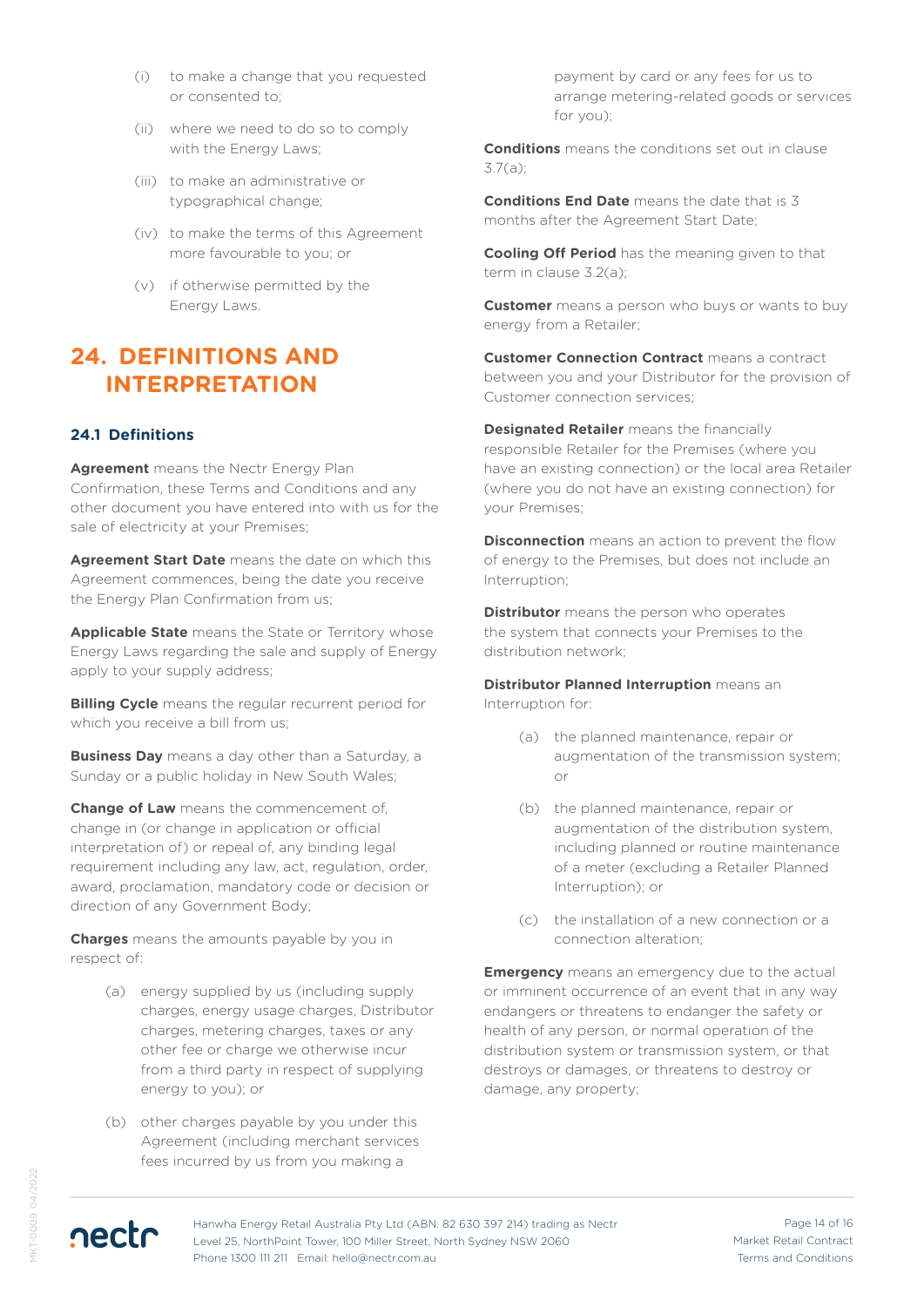(i) to make a change that you requested or consented to;

(ii) where we need to do so to comply with the Energy Laws;

(iii) to make an administrative or typographical change;

(iv) to make the terms of this Agreement more favourable to you; or

(v) if otherwise permitted by the Energy Laws.

## 24. DEFINITIONS AND INTERPRETATION

### 24.1 Definitions

**Agreement** means the Nectr Energy Plan Confirmation, these Terms and Conditions and any other document you have entered into with us for the sale of electricity at your Premises;

**Agreement Start Date** means the date on which this Agreement commences, being the date you receive the Energy Plan Confirmation from us;

**Applicable State** means the State or Territory whose Energy Laws regarding the sale and supply of Energy apply to your supply address;

**Billing Cycle** means the regular recurrent period for which you receive a bill from us;

**Business Day** means a day other than a Saturday, a Sunday or a public holiday in New South Wales;

**Change of Law** means the commencement of, change in (or change in application or official interpretation of) or repeal of, any binding legal requirement including any law, act, regulation, order, award, proclamation, mandatory code or decision or direction of any Government Body;

**Charges** means the amounts payable by you in respect of:

(a) energy supplied by us (including supply charges, energy usage charges, Distributor charges, metering charges, taxes or any other fee or charge we otherwise incur from a third party in respect of supplying energy to you); or

(b) other charges payable by you under this Agreement (including merchant services fees incurred by us from you making a payment by card or any fees for us to arrange metering-related goods or services for you);

**Conditions** means the conditions set out in clause 3.7(a);

**Conditions End Date** means the date that is 3 months after the Agreement Start Date;

**Cooling Off Period** has the meaning given to that term in clause 3.2(a);

**Customer** means a person who buys or wants to buy energy from a Retailer;

**Customer Connection Contract** means a contract between you and your Distributor for the provision of Customer connection services;

**Designated Retailer** means the financially responsible Retailer for the Premises (where you have an existing connection) or the local area Retailer (where you do not have an existing connection) for your Premises;

**Disconnection** means an action to prevent the flow of energy to the Premises, but does not include an Interruption;

**Distributor** means the person who operates the system that connects your Premises to the distribution network;

**Distributor Planned Interruption** means an Interruption for:

(a) the planned maintenance, repair or augmentation of the transmission system; or

(b) the planned maintenance, repair or augmentation of the distribution system, including planned or routine maintenance of a meter (excluding a Retailer Planned Interruption); or

(c) the installation of a new connection or a connection alteration;

**Emergency** means an emergency due to the actual or imminent occurrence of an event that in any way endangers or threatens to endanger the safety or health of any person, or normal operation of the distribution system or transmission system, or that destroys or damages, or threatens to destroy or damage, any property;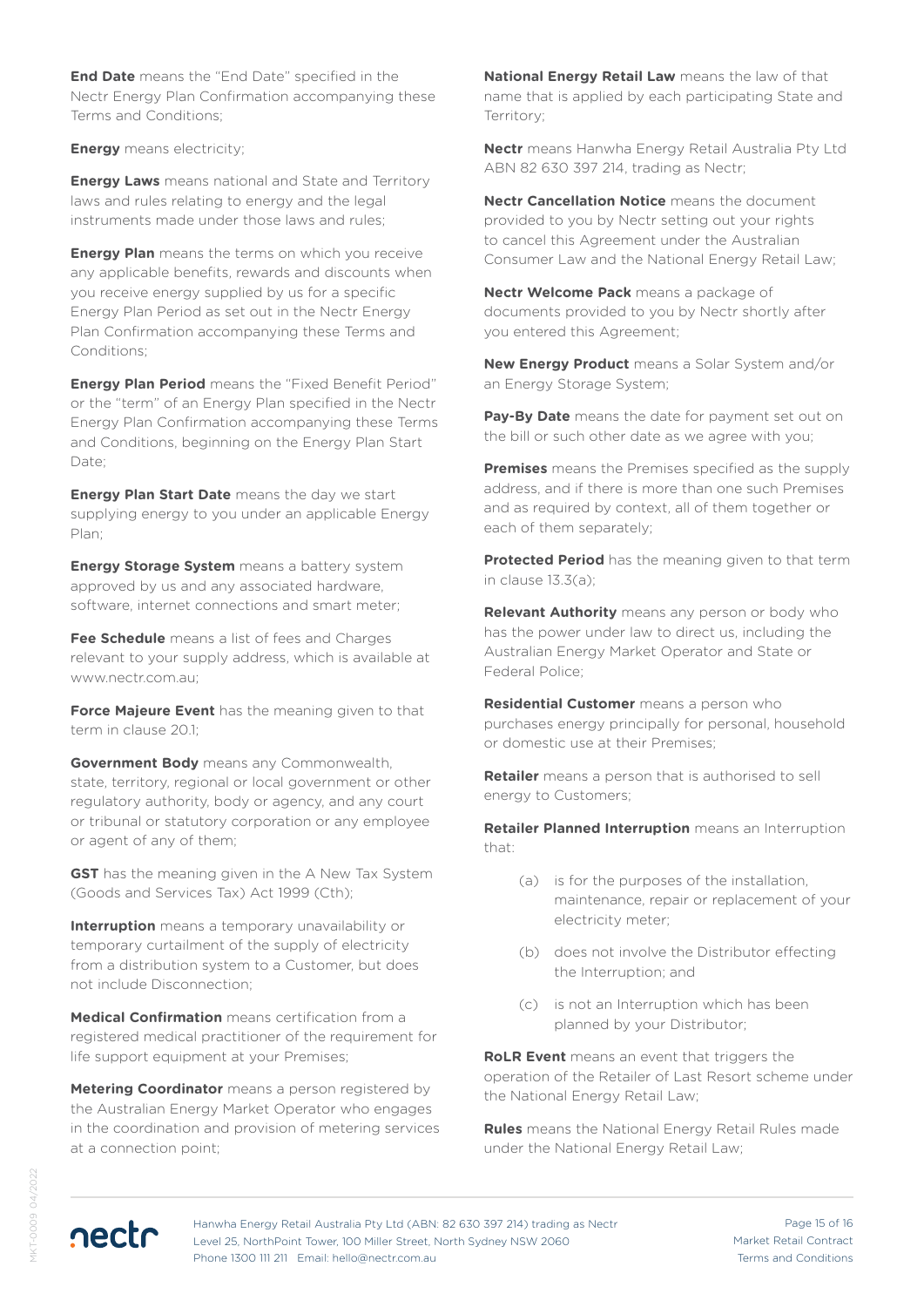**End Date** means the "End Date" specified in the Nectr Energy Plan Confirmation accompanying these Terms and Conditions;

**Energy** means electricity;

**Energy Laws** means national and State and Territory laws and rules relating to energy and the legal instruments made under those laws and rules;

**Energy Plan** means the terms on which you receive any applicable benefits, rewards and discounts when you receive energy supplied by us for a specific Energy Plan Period as set out in the Nectr Energy Plan Confirmation accompanying these Terms and Conditions;

**Energy Plan Period** means the "Fixed Benefit Period" or the "term" of an Energy Plan specified in the Nectr Energy Plan Confirmation accompanying these Terms and Conditions, beginning on the Energy Plan Start Date;

**Energy Plan Start Date** means the day we start supplying energy to you under an applicable Energy Plan;

**Energy Storage System** means a battery system approved by us and any associated hardware, software, internet connections and smart meter;

**Fee Schedule** means a list of fees and Charges relevant to your supply address, which is available at www.nectr.com.au;

**Force Majeure Event** has the meaning given to that term in clause 20.1;

**Government Body** means any Commonwealth, state, territory, regional or local government or other regulatory authority, body or agency, and any court or tribunal or statutory corporation or any employee or agent of any of them;

**GST** has the meaning given in the A New Tax System (Goods and Services Tax) Act 1999 (Cth);

**Interruption** means a temporary unavailability or temporary curtailment of the supply of electricity from a distribution system to a Customer, but does not include Disconnection;

**Medical Confirmation** means certification from a registered medical practitioner of the requirement for life support equipment at your Premises;

**Metering Coordinator** means a person registered by the Australian Energy Market Operator who engages in the coordination and provision of metering services at a connection point;

**National Energy Retail Law** means the law of that name that is applied by each participating State and Territory;

**Nectr** means Hanwha Energy Retail Australia Pty Ltd ABN 82 630 397 214, trading as Nectr;

**Nectr Cancellation Notice** means the document provided to you by Nectr setting out your rights to cancel this Agreement under the Australian Consumer Law and the National Energy Retail Law;

**Nectr Welcome Pack** means a package of documents provided to you by Nectr shortly after you entered this Agreement;

**New Energy Product** means a Solar System and/or an Energy Storage System;

**Pay-By Date** means the date for payment set out on the bill or such other date as we agree with you;

**Premises** means the Premises specified as the supply address, and if there is more than one such Premises and as required by context, all of them together or each of them separately;

**Protected Period** has the meaning given to that term in clause 13.3(a);

**Relevant Authority** means any person or body who has the power under law to direct us, including the Australian Energy Market Operator and State or Federal Police;

**Residential Customer** means a person who purchases energy principally for personal, household or domestic use at their Premises;

**Retailer** means a person that is authorised to sell energy to Customers;

**Retailer Planned Interruption** means an Interruption that:

(a) is for the purposes of the installation, maintenance, repair or replacement of your electricity meter;

(b) does not involve the Distributor effecting the Interruption; and

(c) is not an Interruption which has been planned by your Distributor;

**RoLR Event** means an event that triggers the operation of the Retailer of Last Resort scheme under the National Energy Retail Law;

**Rules** means the National Energy Retail Rules made under the National Energy Retail Law;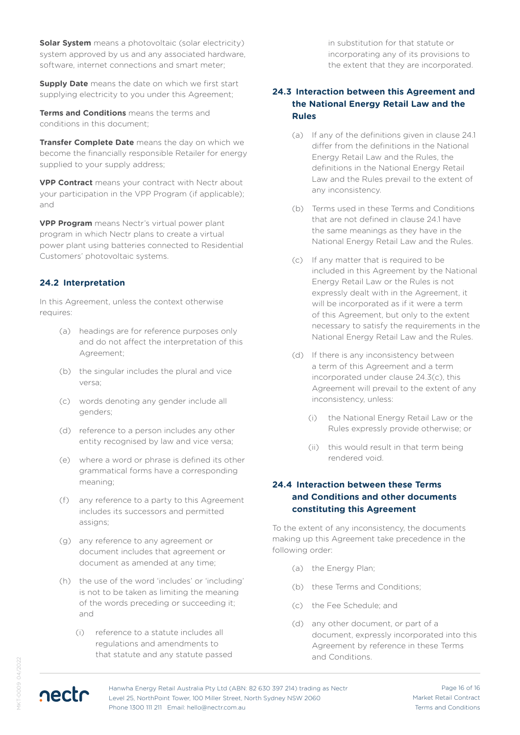**Solar System** means a photovoltaic (solar electricity) system approved by us and any associated hardware, software, internet connections and smart meter;

**Supply Date** means the date on which we first start supplying electricity to you under this Agreement;

**Terms and Conditions** means the terms and conditions in this document;

**Transfer Complete Date** means the day on which we become the financially responsible Retailer for energy supplied to your supply address;

**VPP Contract** means your contract with Nectr about your participation in the VPP Program (if applicable); and

**VPP Program** means Nectr's virtual power plant program in which Nectr plans to create a virtual power plant using batteries connected to Residential Customers' photovoltaic systems.

### 24.2 Interpretation

In this Agreement, unless the context otherwise requires:

(a) headings are for reference purposes only and do not affect the interpretation of this Agreement;

(b) the singular includes the plural and vice versa;

(c) words denoting any gender include all genders;

(d) reference to a person includes any other entity recognised by law and vice versa;

(e) where a word or phrase is defined its other grammatical forms have a corresponding meaning;

(f) any reference to a party to this Agreement includes its successors and permitted assigns;

(g) any reference to any agreement or document includes that agreement or document as amended at any time;

(h) the use of the word 'includes' or 'including' is not to be taken as limiting the meaning of the words preceding or succeeding it; and

(i) reference to a statute includes all regulations and amendments to that statute and any statute passed in substitution for that statute or incorporating any of its provisions to the extent that they are incorporated.

### 24.3 Interaction between this Agreement and the National Energy Retail Law and the Rules

(a) If any of the definitions given in clause 24.1 differ from the definitions in the National Energy Retail Law and the Rules, the definitions in the National Energy Retail Law and the Rules prevail to the extent of any inconsistency.

(b) Terms used in these Terms and Conditions that are not defined in clause 24.1 have the same meanings as they have in the National Energy Retail Law and the Rules.

(c) If any matter that is required to be included in this Agreement by the National Energy Retail Law or the Rules is not expressly dealt with in the Agreement, it will be incorporated as if it were a term of this Agreement, but only to the extent necessary to satisfy the requirements in the National Energy Retail Law and the Rules.

(d) If there is any inconsistency between a term of this Agreement and a term incorporated under clause 24.3(c), this Agreement will prevail to the extent of any inconsistency, unless:

(i) the National Energy Retail Law or the Rules expressly provide otherwise; or

(ii) this would result in that term being rendered void.

### 24.4 Interaction between these Terms and Conditions and other documents constituting this Agreement

To the extent of any inconsistency, the documents making up this Agreement take precedence in the following order:

(a) the Energy Plan;

(b) these Terms and Conditions;

(c) the Fee Schedule; and

(d) any other document, or part of a document, expressly incorporated into this Agreement by reference in these Terms and Conditions.

Hanwha Energy Retail Australia Pty Ltd (ABN: 82 630 397 214) trading as Nectr
Level 25, NorthPoint Tower, 100 Miller Street, North Sydney NSW 2060
Phone 1300 111 211 Email: hello@nectr.com.au